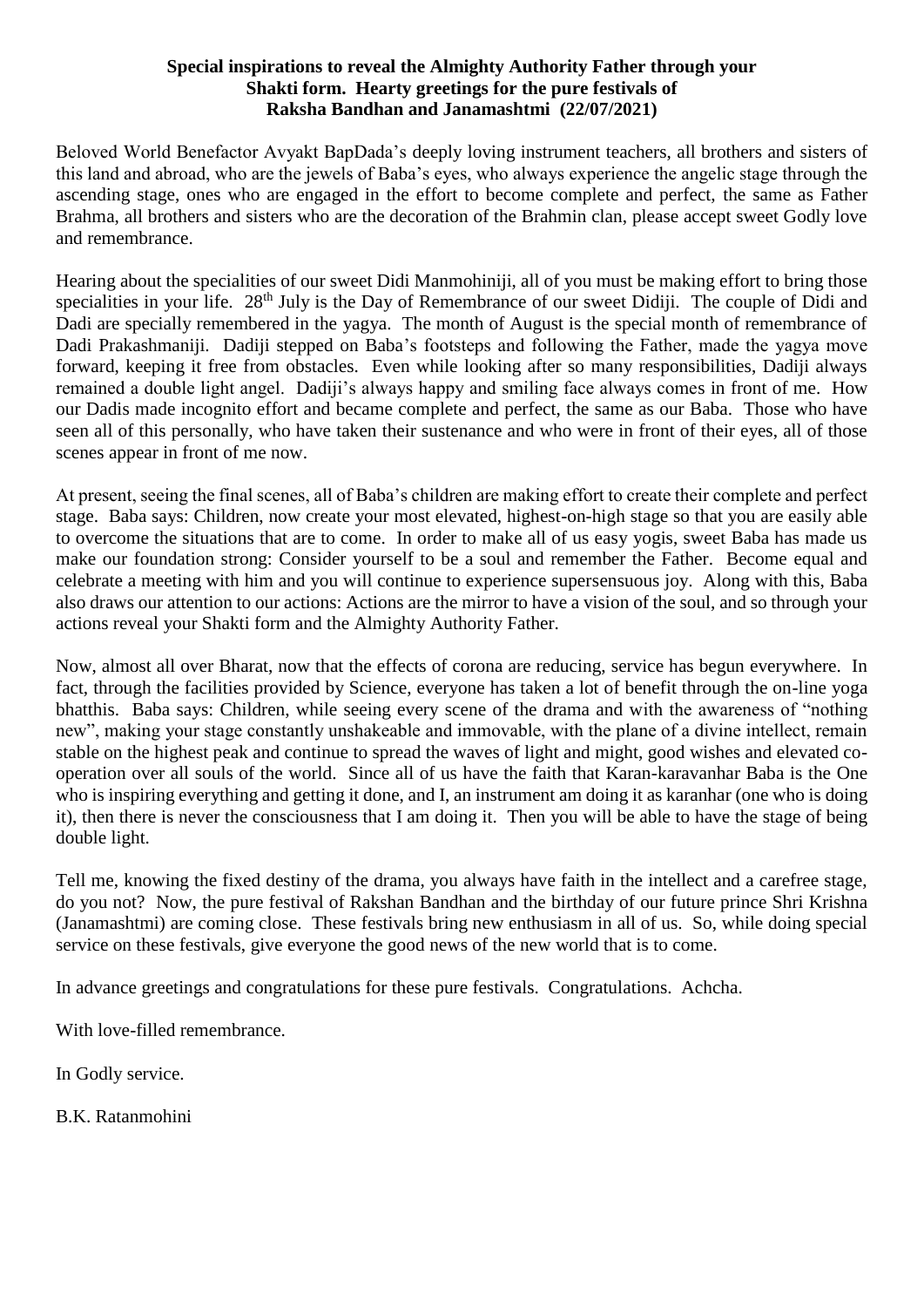**Special inspirations to reveal the Almighty Authority Father through your Shakti form. Hearty greetings for the pure festivals of Raksha Bandhan and Janamashtmi (22/07/2021)**

Beloved World Benefactor Avyakt BapDada's deeply loving instrument teachers, all brothers and sisters of this land and abroad, who are the jewels of Baba's eyes, who always experience the angelic stage through the ascending stage, ones who are engaged in the effort to become complete and perfect, the same as Father Brahma, all brothers and sisters who are the decoration of the Brahmin clan, please accept sweet Godly love and remembrance.

Hearing about the specialities of our sweet Didi Manmohiniji, all of you must be making effort to bring those specialities in your life. 28th July is the Day of Remembrance of our sweet Didiji. The couple of Didi and Dadi are specially remembered in the yagya. The month of August is the special month of remembrance of Dadi Prakashmaniji. Dadiji stepped on Baba's footsteps and following the Father, made the yagya move forward, keeping it free from obstacles. Even while looking after so many responsibilities, Dadiji always remained a double light angel. Dadiji's always happy and smiling face always comes in front of me. How our Dadis made incognito effort and became complete and perfect, the same as our Baba. Those who have seen all of this personally, who have taken their sustenance and who were in front of their eyes, all of those scenes appear in front of me now.

At present, seeing the final scenes, all of Baba's children are making effort to create their complete and perfect stage. Baba says: Children, now create your most elevated, highest-on-high stage so that you are easily able to overcome the situations that are to come. In order to make all of us easy yogis, sweet Baba has made us make our foundation strong: Consider yourself to be a soul and remember the Father. Become equal and celebrate a meeting with him and you will continue to experience supersensuous joy. Along with this, Baba also draws our attention to our actions: Actions are the mirror to have a vision of the soul, and so through your actions reveal your Shakti form and the Almighty Authority Father.

Now, almost all over Bharat, now that the effects of corona are reducing, service has begun everywhere. In fact, through the facilities provided by Science, everyone has taken a lot of benefit through the on-line yoga bhatthis. Baba says: Children, while seeing every scene of the drama and with the awareness of "nothing new", making your stage constantly unshakeable and immovable, with the plane of a divine intellect, remain stable on the highest peak and continue to spread the waves of light and might, good wishes and elevated co-operation over all souls of the world. Since all of us have the faith that Karan-karavanhar Baba is the One who is inspiring everything and getting it done, and I, an instrument am doing it as karanhar (one who is doing it), then there is never the consciousness that I am doing it. Then you will be able to have the stage of being double light.

Tell me, knowing the fixed destiny of the drama, you always have faith in the intellect and a carefree stage, do you not? Now, the pure festival of Rakshan Bandhan and the birthday of our future prince Shri Krishna (Janamashtmi) are coming close. These festivals bring new enthusiasm in all of us. So, while doing special service on these festivals, give everyone the good news of the new world that is to come.

In advance greetings and congratulations for these pure festivals. Congratulations. Achcha.

With love-filled remembrance.

In Godly service.

B.K. Ratanmohini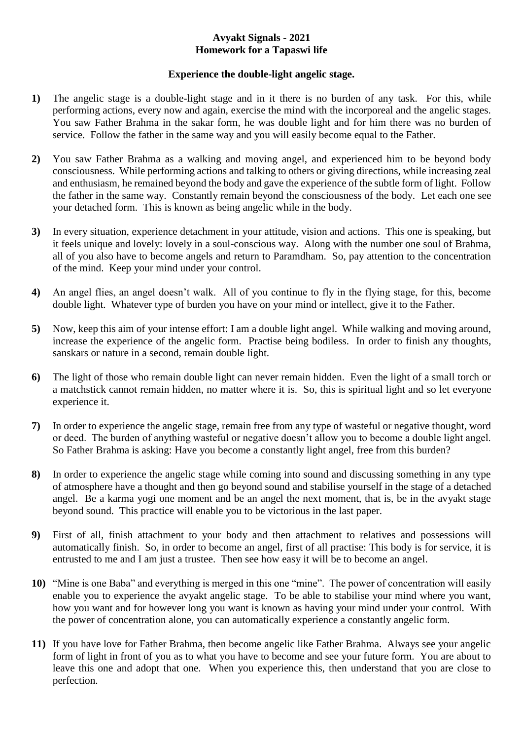**Avyakt Signals - 2021**
**Homework for a Tapaswi life**

**Experience the double-light angelic stage.**

**1)** The angelic stage is a double-light stage and in it there is no burden of any task. For this, while performing actions, every now and again, exercise the mind with the incorporeal and the angelic stages. You saw Father Brahma in the sakar form, he was double light and for him there was no burden of service. Follow the father in the same way and you will easily become equal to the Father.

**2)** You saw Father Brahma as a walking and moving angel, and experienced him to be beyond body consciousness. While performing actions and talking to others or giving directions, while increasing zeal and enthusiasm, he remained beyond the body and gave the experience of the subtle form of light. Follow the father in the same way. Constantly remain beyond the consciousness of the body. Let each one see your detached form. This is known as being angelic while in the body.

**3)** In every situation, experience detachment in your attitude, vision and actions. This one is speaking, but it feels unique and lovely: lovely in a soul-conscious way. Along with the number one soul of Brahma, all of you also have to become angels and return to Paramdham. So, pay attention to the concentration of the mind. Keep your mind under your control.

**4)** An angel flies, an angel doesn't walk. All of you continue to fly in the flying stage, for this, become double light. Whatever type of burden you have on your mind or intellect, give it to the Father.

**5)** Now, keep this aim of your intense effort: I am a double light angel. While walking and moving around, increase the experience of the angelic form. Practise being bodiless. In order to finish any thoughts, sanskars or nature in a second, remain double light.

**6)** The light of those who remain double light can never remain hidden. Even the light of a small torch or a matchstick cannot remain hidden, no matter where it is. So, this is spiritual light and so let everyone experience it.

**7)** In order to experience the angelic stage, remain free from any type of wasteful or negative thought, word or deed. The burden of anything wasteful or negative doesn't allow you to become a double light angel. So Father Brahma is asking: Have you become a constantly light angel, free from this burden?

**8)** In order to experience the angelic stage while coming into sound and discussing something in any type of atmosphere have a thought and then go beyond sound and stabilise yourself in the stage of a detached angel. Be a karma yogi one moment and be an angel the next moment, that is, be in the avyakt stage beyond sound. This practice will enable you to be victorious in the last paper.

**9)** First of all, finish attachment to your body and then attachment to relatives and possessions will automatically finish. So, in order to become an angel, first of all practise: This body is for service, it is entrusted to me and I am just a trustee. Then see how easy it will be to become an angel.

**10)** "Mine is one Baba" and everything is merged in this one "mine". The power of concentration will easily enable you to experience the avyakt angelic stage. To be able to stabilise your mind where you want, how you want and for however long you want is known as having your mind under your control. With the power of concentration alone, you can automatically experience a constantly angelic form.

**11)** If you have love for Father Brahma, then become angelic like Father Brahma. Always see your angelic form of light in front of you as to what you have to become and see your future form. You are about to leave this one and adopt that one. When you experience this, then understand that you are close to perfection.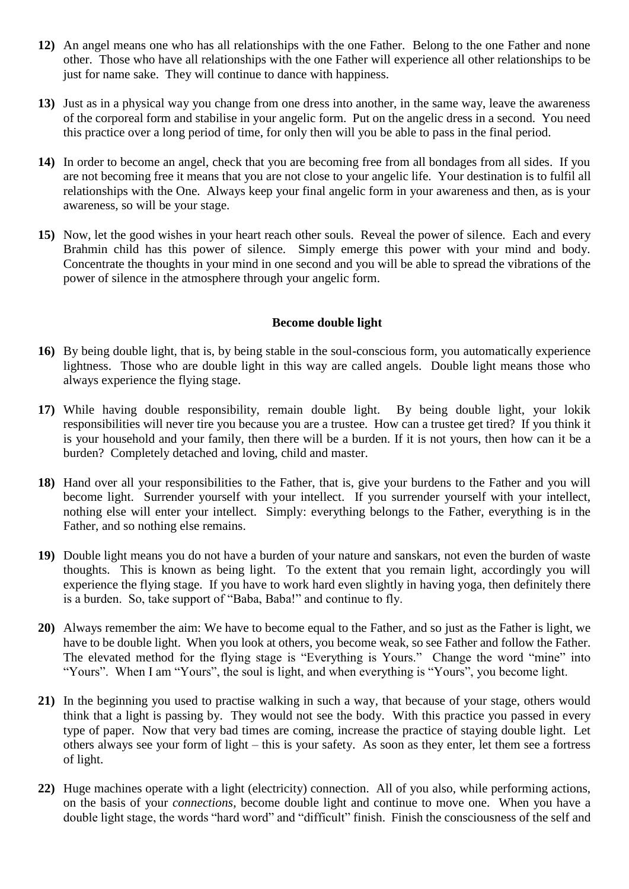**12)** An angel means one who has all relationships with the one Father. Belong to the one Father and none other. Those who have all relationships with the one Father will experience all other relationships to be just for name sake. They will continue to dance with happiness.

**13)** Just as in a physical way you change from one dress into another, in the same way, leave the awareness of the corporeal form and stabilise in your angelic form. Put on the angelic dress in a second. You need this practice over a long period of time, for only then will you be able to pass in the final period.

**14)** In order to become an angel, check that you are becoming free from all bondages from all sides. If you are not becoming free it means that you are not close to your angelic life. Your destination is to fulfil all relationships with the One. Always keep your final angelic form in your awareness and then, as is your awareness, so will be your stage.

**15)** Now, let the good wishes in your heart reach other souls. Reveal the power of silence. Each and every Brahmin child has this power of silence. Simply emerge this power with your mind and body. Concentrate the thoughts in your mind in one second and you will be able to spread the vibrations of the power of silence in the atmosphere through your angelic form.

**Become double light**

**16)** By being double light, that is, by being stable in the soul-conscious form, you automatically experience lightness. Those who are double light in this way are called angels. Double light means those who always experience the flying stage.

**17)** While having double responsibility, remain double light. By being double light, your lokik responsibilities will never tire you because you are a trustee. How can a trustee get tired? If you think it is your household and your family, then there will be a burden. If it is not yours, then how can it be a burden? Completely detached and loving, child and master.

**18)** Hand over all your responsibilities to the Father, that is, give your burdens to the Father and you will become light. Surrender yourself with your intellect. If you surrender yourself with your intellect, nothing else will enter your intellect. Simply: everything belongs to the Father, everything is in the Father, and so nothing else remains.

**19)** Double light means you do not have a burden of your nature and sanskars, not even the burden of waste thoughts. This is known as being light. To the extent that you remain light, accordingly you will experience the flying stage. If you have to work hard even slightly in having yoga, then definitely there is a burden. So, take support of "Baba, Baba!" and continue to fly.

**20)** Always remember the aim: We have to become equal to the Father, and so just as the Father is light, we have to be double light. When you look at others, you become weak, so see Father and follow the Father. The elevated method for the flying stage is "Everything is Yours." Change the word "mine" into "Yours". When I am "Yours", the soul is light, and when everything is "Yours", you become light.

**21)** In the beginning you used to practise walking in such a way, that because of your stage, others would think that a light is passing by. They would not see the body. With this practice you passed in every type of paper. Now that very bad times are coming, increase the practice of staying double light. Let others always see your form of light – this is your safety. As soon as they enter, let them see a fortress of light.

**22)** Huge machines operate with a light (electricity) connection. All of you also, while performing actions, on the basis of your *connections*, become double light and continue to move one. When you have a double light stage, the words "hard word" and "difficult" finish. Finish the consciousness of the self and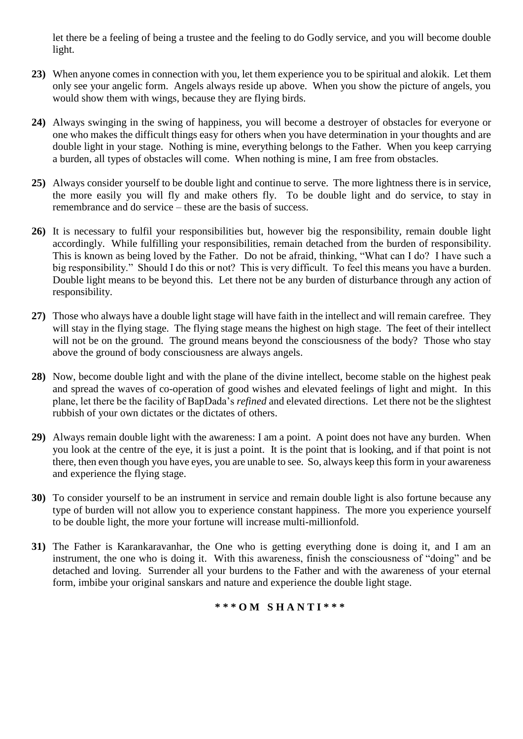let there be a feeling of being a trustee and the feeling to do Godly service, and you will become double light.

**23)** When anyone comes in connection with you, let them experience you to be spiritual and alokik. Let them only see your angelic form. Angels always reside up above. When you show the picture of angels, you would show them with wings, because they are flying birds.

**24)** Always swinging in the swing of happiness, you will become a destroyer of obstacles for everyone or one who makes the difficult things easy for others when you have determination in your thoughts and are double light in your stage. Nothing is mine, everything belongs to the Father. When you keep carrying a burden, all types of obstacles will come. When nothing is mine, I am free from obstacles.

**25)** Always consider yourself to be double light and continue to serve. The more lightness there is in service, the more easily you will fly and make others fly. To be double light and do service, to stay in remembrance and do service – these are the basis of success.

**26)** It is necessary to fulfil your responsibilities but, however big the responsibility, remain double light accordingly. While fulfilling your responsibilities, remain detached from the burden of responsibility. This is known as being loved by the Father. Do not be afraid, thinking, "What can I do? I have such a big responsibility." Should I do this or not? This is very difficult. To feel this means you have a burden. Double light means to be beyond this. Let there not be any burden of disturbance through any action of responsibility.

**27)** Those who always have a double light stage will have faith in the intellect and will remain carefree. They will stay in the flying stage. The flying stage means the highest on high stage. The feet of their intellect will not be on the ground. The ground means beyond the consciousness of the body? Those who stay above the ground of body consciousness are always angels.

**28)** Now, become double light and with the plane of the divine intellect, become stable on the highest peak and spread the waves of co-operation of good wishes and elevated feelings of light and might. In this plane, let there be the facility of BapDada's *refined* and elevated directions. Let there not be the slightest rubbish of your own dictates or the dictates of others.

**29)** Always remain double light with the awareness: I am a point. A point does not have any burden. When you look at the centre of the eye, it is just a point. It is the point that is looking, and if that point is not there, then even though you have eyes, you are unable to see. So, always keep this form in your awareness and experience the flying stage.

**30)** To consider yourself to be an instrument in service and remain double light is also fortune because any type of burden will not allow you to experience constant happiness. The more you experience yourself to be double light, the more your fortune will increase multi-millionfold.

**31)** The Father is Karankaravanhar, the One who is getting everything done is doing it, and I am an instrument, the one who is doing it. With this awareness, finish the consciousness of "doing" and be detached and loving. Surrender all your burdens to the Father and with the awareness of your eternal form, imbibe your original sanskars and nature and experience the double light stage.

**\*\*\*O M S H A N T I\*\*\***